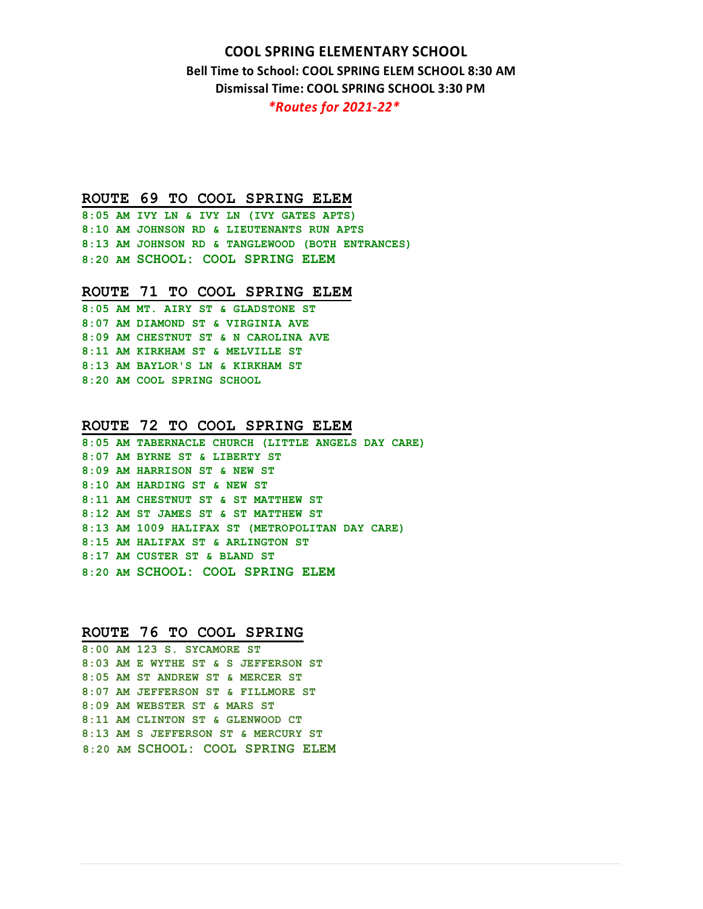# COOL SPRING ELEMENTARY SCHOOL

**Bell Time to School: COOL SPRING ELEM SCHOOL 8:30 AM**

**Dismissal Time: COOL SPRING SCHOOL 3:30 PM**

***\*Routes for 2021-22\****

## ROUTE 69 TO COOL SPRING ELEM

8:05 AM IVY LN & IVY LN (IVY GATES APTS)
8:10 AM JOHNSON RD & LIEUTENANTS RUN APTS
8:13 AM JOHNSON RD & TANGLEWOOD (BOTH ENTRANCES)
8:20 AM SCHOOL: COOL SPRING ELEM

## ROUTE 71 TO COOL SPRING ELEM

8:05 AM MT. AIRY ST & GLADSTONE ST
8:07 AM DIAMOND ST & VIRGINIA AVE
8:09 AM CHESTNUT ST & N CAROLINA AVE
8:11 AM KIRKHAM ST & MELVILLE ST
8:13 AM BAYLOR'S LN & KIRKHAM ST
8:20 AM COOL SPRING SCHOOL

## ROUTE 72 TO COOL SPRING ELEM

8:05 AM TABERNACLE CHURCH (LITTLE ANGELS DAY CARE)
8:07 AM BYRNE ST & LIBERTY ST
8:09 AM HARRISON ST & NEW ST
8:10 AM HARDING ST & NEW ST
8:11 AM CHESTNUT ST & ST MATTHEW ST
8:12 AM ST JAMES ST & ST MATTHEW ST
8:13 AM 1009 HALIFAX ST (METROPOLITAN DAY CARE)
8:15 AM HALIFAX ST & ARLINGTON ST
8:17 AM CUSTER ST & BLAND ST
8:20 AM SCHOOL: COOL SPRING ELEM

## ROUTE 76 TO COOL SPRING

8:00 AM 123 S. SYCAMORE ST
8:03 AM E WYTHE ST & S JEFFERSON ST
8:05 AM ST ANDREW ST & MERCER ST
8:07 AM JEFFERSON ST & FILLMORE ST
8:09 AM WEBSTER ST & MARS ST
8:11 AM CLINTON ST & GLENWOOD CT
8:13 AM S JEFFERSON ST & MERCURY ST
8:20 AM SCHOOL: COOL SPRING ELEM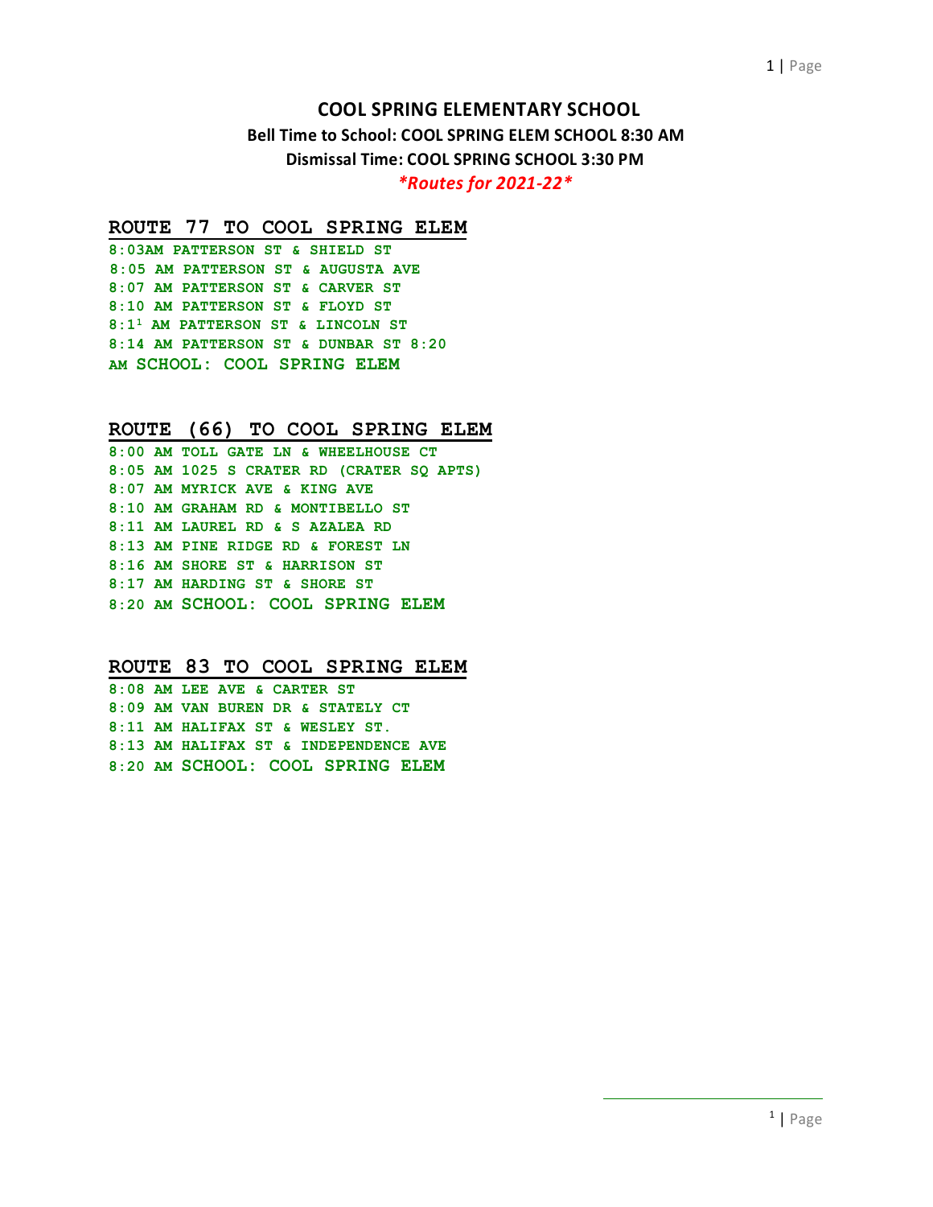# COOL SPRING ELEMENTARY SCHOOL

**Bell Time to School: COOL SPRING ELEM SCHOOL 8:30 AM**

**Dismissal Time: COOL SPRING SCHOOL 3:30 PM**

***Routes for 2021-22***

## ROUTE 77 TO COOL SPRING ELEM

8:03AM PATTERSON ST & SHIELD ST
8:05 AM PATTERSON ST & AUGUSTA AVE
8:07 AM PATTERSON ST & CARVER ST
8:10 AM PATTERSON ST & FLOYD ST
8:1[1] AM PATTERSON ST & LINCOLN ST
8:14 AM PATTERSON ST & DUNBAR ST 8:20
AM SCHOOL: COOL SPRING ELEM

## ROUTE (66) TO COOL SPRING ELEM

8:00 AM TOLL GATE LN & WHEELHOUSE CT
8:05 AM 1025 S CRATER RD (CRATER SQ APTS)
8:07 AM MYRICK AVE & KING AVE
8:10 AM GRAHAM RD & MONTIBELLO ST
8:11 AM LAUREL RD & S AZALEA RD
8:13 AM PINE RIDGE RD & FOREST LN
8:16 AM SHORE ST & HARRISON ST
8:17 AM HARDING ST & SHORE ST
8:20 AM SCHOOL: COOL SPRING ELEM

## ROUTE 83 TO COOL SPRING ELEM

8:08 AM LEE AVE & CARTER ST
8:09 AM VAN BUREN DR & STATELY CT
8:11 AM HALIFAX ST & WESLEY ST.
8:13 AM HALIFAX ST & INDEPENDENCE AVE
8:20 AM SCHOOL: COOL SPRING ELEM

[1] | Page